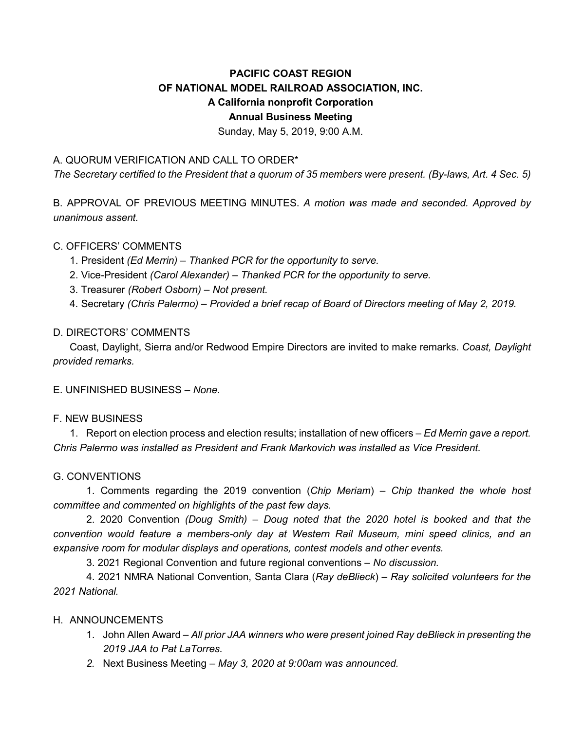**PACIFIC COAST REGION**
**OF NATIONAL MODEL RAILROAD ASSOCIATION, INC.**
**A California nonprofit Corporation**
**Annual Business Meeting**
Sunday, May 5, 2019, 9:00 A.M.

A. QUORUM VERIFICATION AND CALL TO ORDER*
*The Secretary certified to the President that a quorum of 35 members were present. (By-laws, Art. 4 Sec. 5)*

B. APPROVAL OF PREVIOUS MEETING MINUTES. *A motion was made and seconded. Approved by unanimous assent.*

C. OFFICERS' COMMENTS

1. President *(Ed Merrin) – Thanked PCR for the opportunity to serve.*
2. Vice-President *(Carol Alexander) – Thanked PCR for the opportunity to serve.*
3. Treasurer *(Robert Osborn) – Not present.*
4. Secretary *(Chris Palermo) – Provided a brief recap of Board of Directors meeting of May 2, 2019.*

D. DIRECTORS' COMMENTS

Coast, Daylight, Sierra and/or Redwood Empire Directors are invited to make remarks. *Coast, Daylight provided remarks.*

E. UNFINISHED BUSINESS – *None.*

F. NEW BUSINESS

1. Report on election process and election results; installation of new officers – *Ed Merrin gave a report. Chris Palermo was installed as President and Frank Markovich was installed as Vice President.*

G. CONVENTIONS

1. Comments regarding the 2019 convention (*Chip Meriam*) – *Chip thanked the whole host committee and commented on highlights of the past few days.*
2. 2020 Convention *(Doug Smith) – Doug noted that the 2020 hotel is booked and that the convention would feature a members-only day at Western Rail Museum, mini speed clinics, and an expansive room for modular displays and operations, contest models and other events.*
3. 2021 Regional Convention and future regional conventions – *No discussion.*
4. 2021 NMRA National Convention, Santa Clara (*Ray deBlieck*) – *Ray solicited volunteers for the 2021 National.*

H. ANNOUNCEMENTS

1. John Allen Award – *All prior JAA winners who were present joined Ray deBlieck in presenting the 2019 JAA to Pat LaTorres.*
2. Next Business Meeting – *May 3, 2020 at 9:00am was announced.*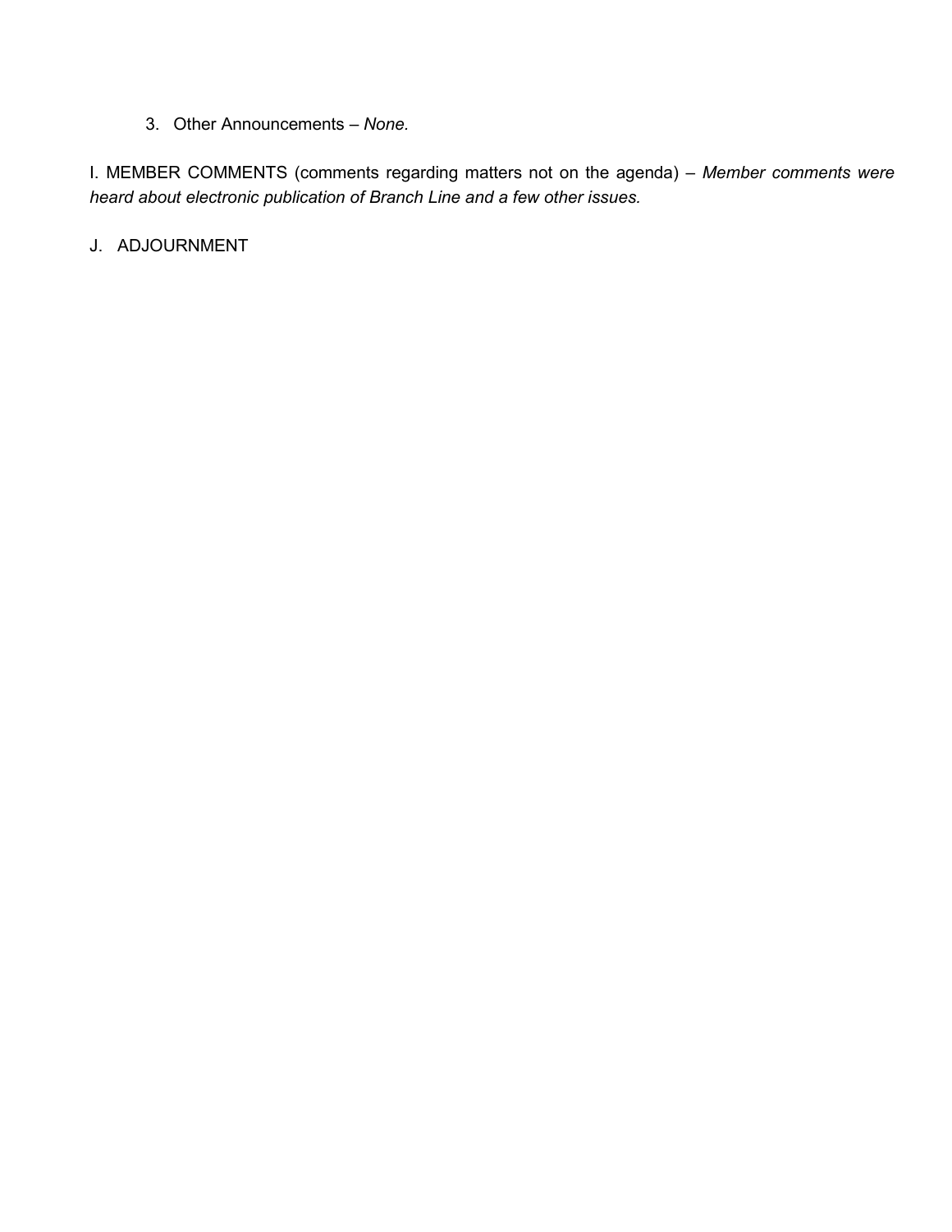3. Other Announcements – *None.*

I. MEMBER COMMENTS (comments regarding matters not on the agenda) – *Member comments were heard about electronic publication of Branch Line and a few other issues.*

J. ADJOURNMENT